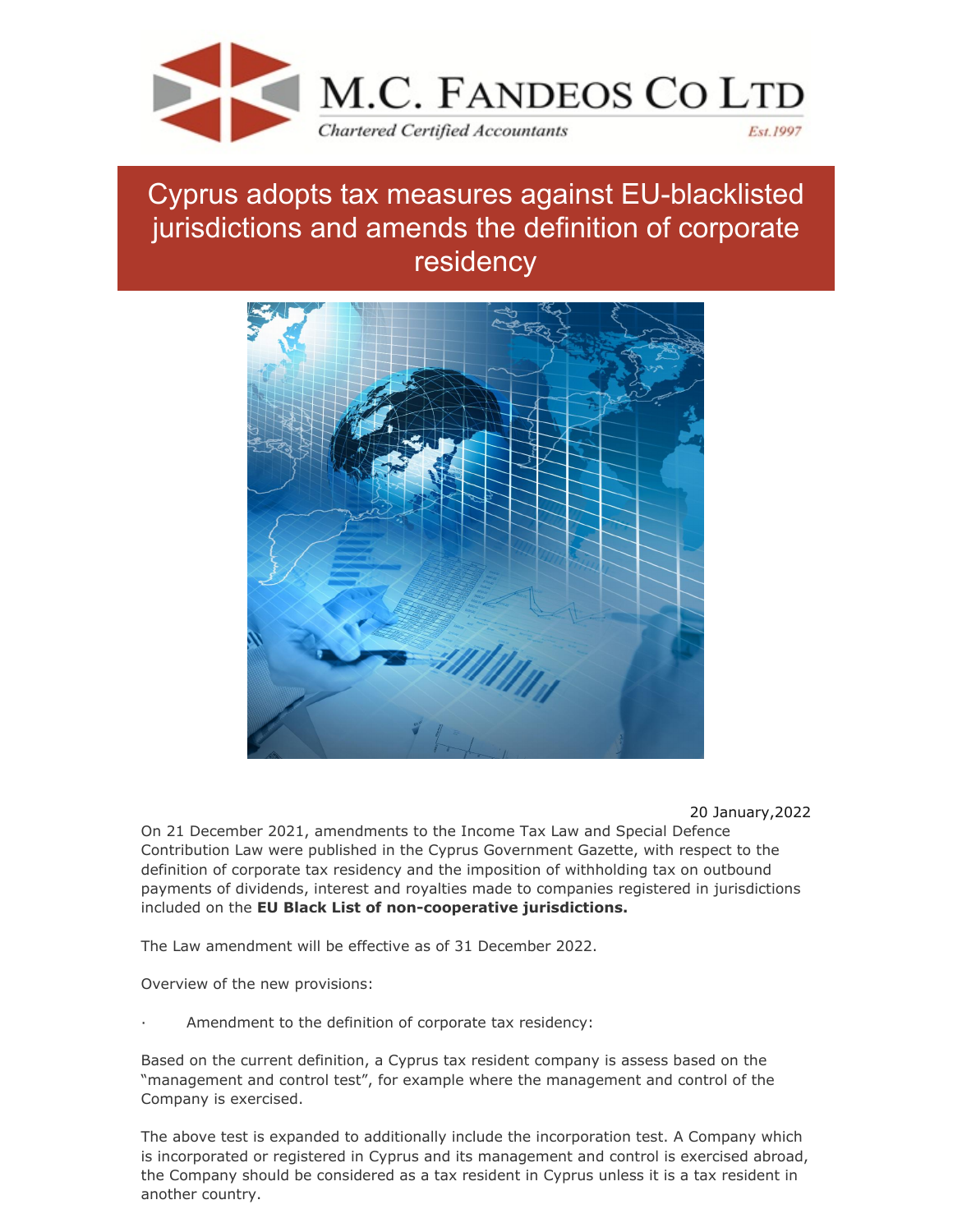M.C. FANDEOS CO LTD

*Chartered Certified Accountants* Est.1997

# Cyprus adopts tax measures against EU-blacklisted jurisdictions and amends the definition of corporate residency

20 January,2022

On 21 December 2021, amendments to the Income Tax Law and Special Defence Contribution Law were published in the Cyprus Government Gazette, with respect to the definition of corporate tax residency and the imposition of withholding tax on outbound payments of dividends, interest and royalties made to companies registered in jurisdictions included on the **EU Black List of non-cooperative jurisdictions.**

The Law amendment will be effective as of 31 December 2022.

Overview of the new provisions:

- Amendment to the definition of corporate tax residency:

Based on the current definition, a Cyprus tax resident company is assess based on the "management and control test", for example where the management and control of the Company is exercised.

The above test is expanded to additionally include the incorporation test. A Company which is incorporated or registered in Cyprus and its management and control is exercised abroad, the Company should be considered as a tax resident in Cyprus unless it is a tax resident in another country.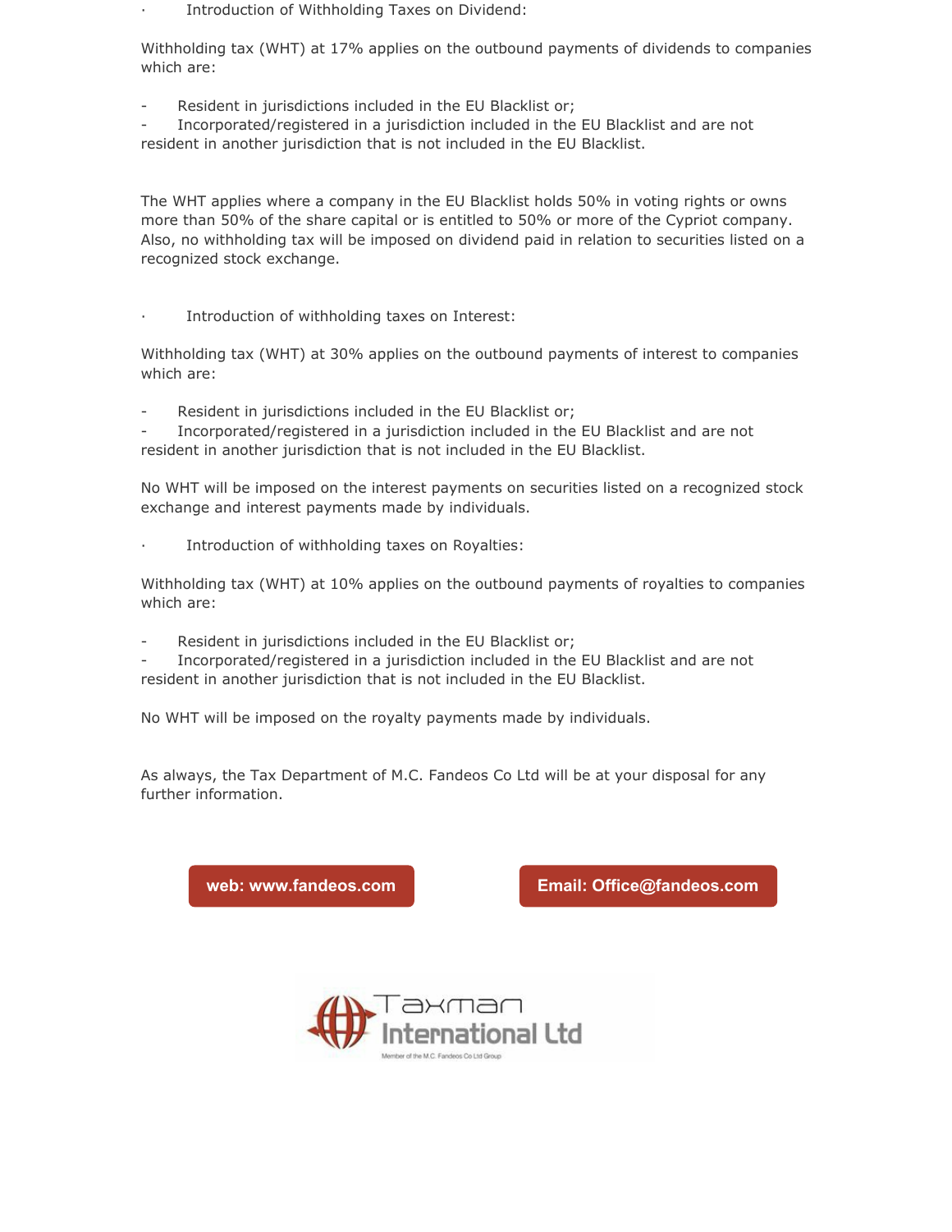- Introduction of Withholding Taxes on Dividend:

Withholding tax (WHT) at 17% applies on the outbound payments of dividends to companies which are:

- Resident in jurisdictions included in the EU Blacklist or;
- Incorporated/registered in a jurisdiction included in the EU Blacklist and are not resident in another jurisdiction that is not included in the EU Blacklist.

The WHT applies where a company in the EU Blacklist holds 50% in voting rights or owns more than 50% of the share capital or is entitled to 50% or more of the Cypriot company. Also, no withholding tax will be imposed on dividend paid in relation to securities listed on a recognized stock exchange.

- Introduction of withholding taxes on Interest:

Withholding tax (WHT) at 30% applies on the outbound payments of interest to companies which are:

- Resident in jurisdictions included in the EU Blacklist or;
- Incorporated/registered in a jurisdiction included in the EU Blacklist and are not resident in another jurisdiction that is not included in the EU Blacklist.

No WHT will be imposed on the interest payments on securities listed on a recognized stock exchange and interest payments made by individuals.

- Introduction of withholding taxes on Royalties:

Withholding tax (WHT) at 10% applies on the outbound payments of royalties to companies which are:

- Resident in jurisdictions included in the EU Blacklist or;
- Incorporated/registered in a jurisdiction included in the EU Blacklist and are not resident in another jurisdiction that is not included in the EU Blacklist.

No WHT will be imposed on the royalty payments made by individuals.

As always, the Tax Department of M.C. Fandeos Co Ltd will be at your disposal for any further information.

**web: www.fandeos.com** **Email: Office@fandeos.com**

Taxman International Ltd

Member of the M.C. Fandeos Co Ltd Group